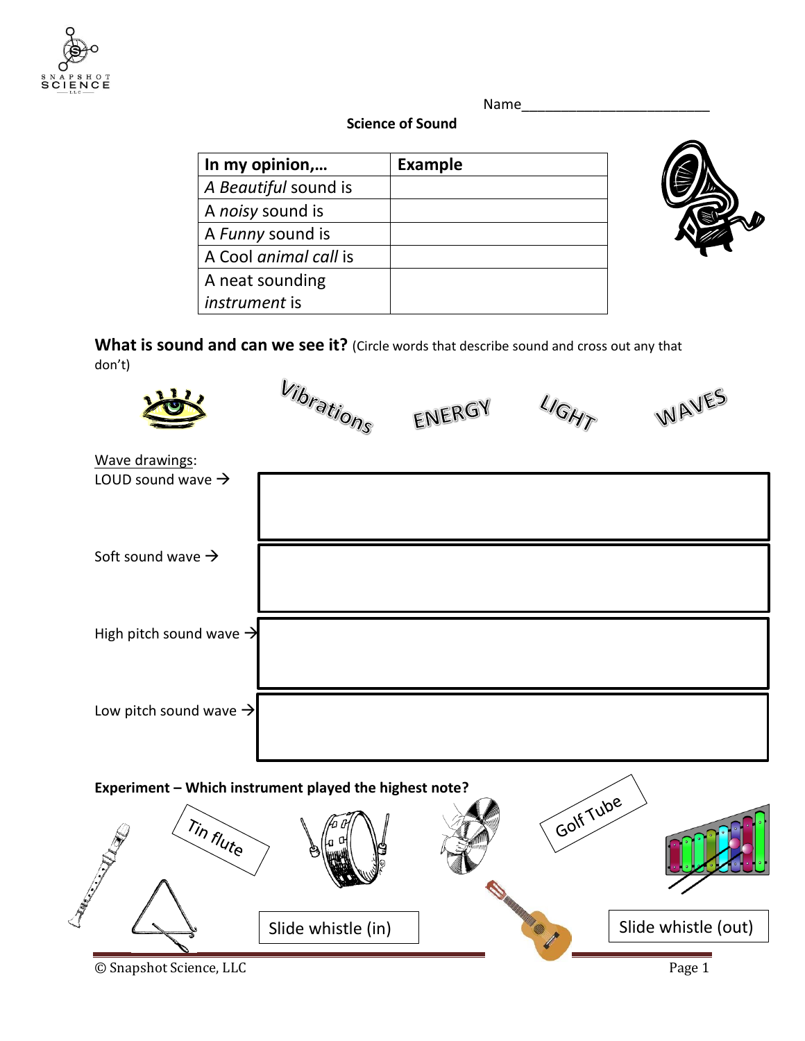Name_________________________

**Science of Sound**

| In my opinion,… | Example |
|---|---|
| A *Beautiful* sound is | |
| A *noisy* sound is | |
| A *Funny* sound is | |
| A Cool *animal call* is | |
| A neat sounding *instrument* is | |

**What is sound and can we see it?** (Circle words that describe sound and cross out any that don't)

Vibrations ENERGY LIGHT WAVES

Wave drawings:

LOUD sound wave →

Soft sound wave →

High pitch sound wave →

Low pitch sound wave →

**Experiment – Which instrument played the highest note?**

Tin flute

Golf Tube

Slide whistle (in)

Slide whistle (out)

© Snapshot Science, LLC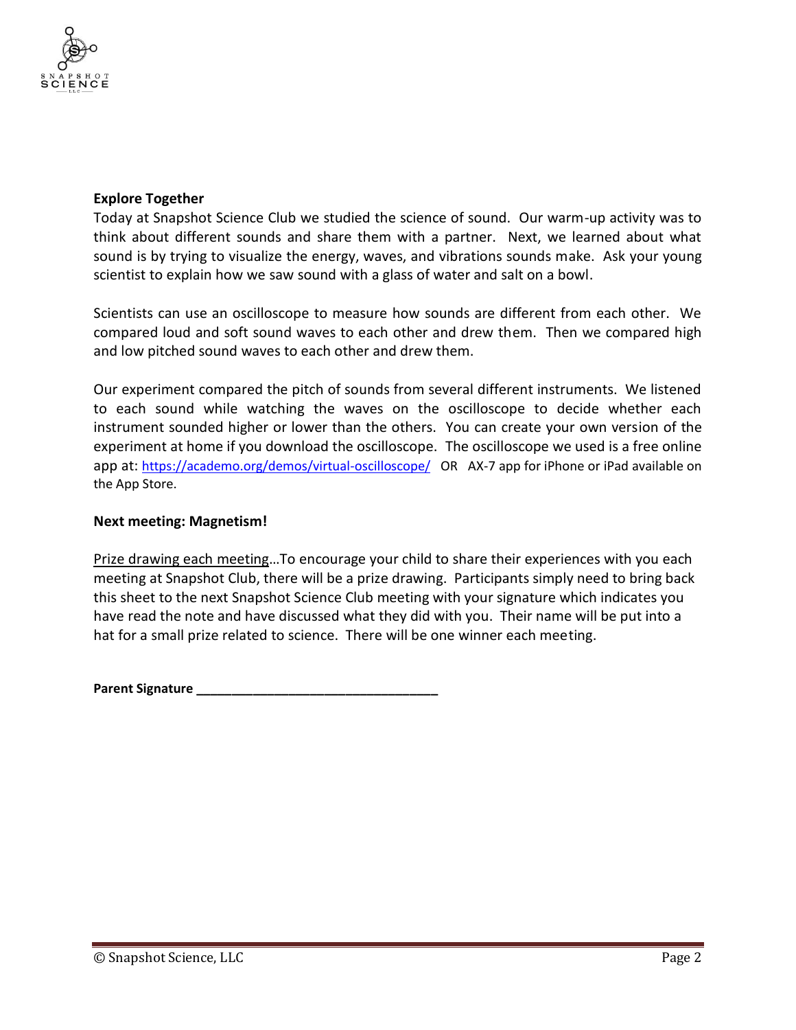**Explore Together**

Today at Snapshot Science Club we studied the science of sound. Our warm-up activity was to think about different sounds and share them with a partner. Next, we learned about what sound is by trying to visualize the energy, waves, and vibrations sounds make. Ask your young scientist to explain how we saw sound with a glass of water and salt on a bowl.

Scientists can use an oscilloscope to measure how sounds are different from each other. We compared loud and soft sound waves to each other and drew them. Then we compared high and low pitched sound waves to each other and drew them.

Our experiment compared the pitch of sounds from several different instruments. We listened to each sound while watching the waves on the oscilloscope to decide whether each instrument sounded higher or lower than the others. You can create your own version of the experiment at home if you download the oscilloscope. The oscilloscope we used is a free online app at: https://academo.org/demos/virtual-oscilloscope/ OR AX-7 app for iPhone or iPad available on the App Store.

**Next meeting: Magnetism!**

Prize drawing each meeting…To encourage your child to share their experiences with you each meeting at Snapshot Club, there will be a prize drawing. Participants simply need to bring back this sheet to the next Snapshot Science Club meeting with your signature which indicates you have read the note and have discussed what they did with you. Their name will be put into a hat for a small prize related to science. There will be one winner each meeting.

**Parent Signature ________________________________**

© Snapshot Science, LLC